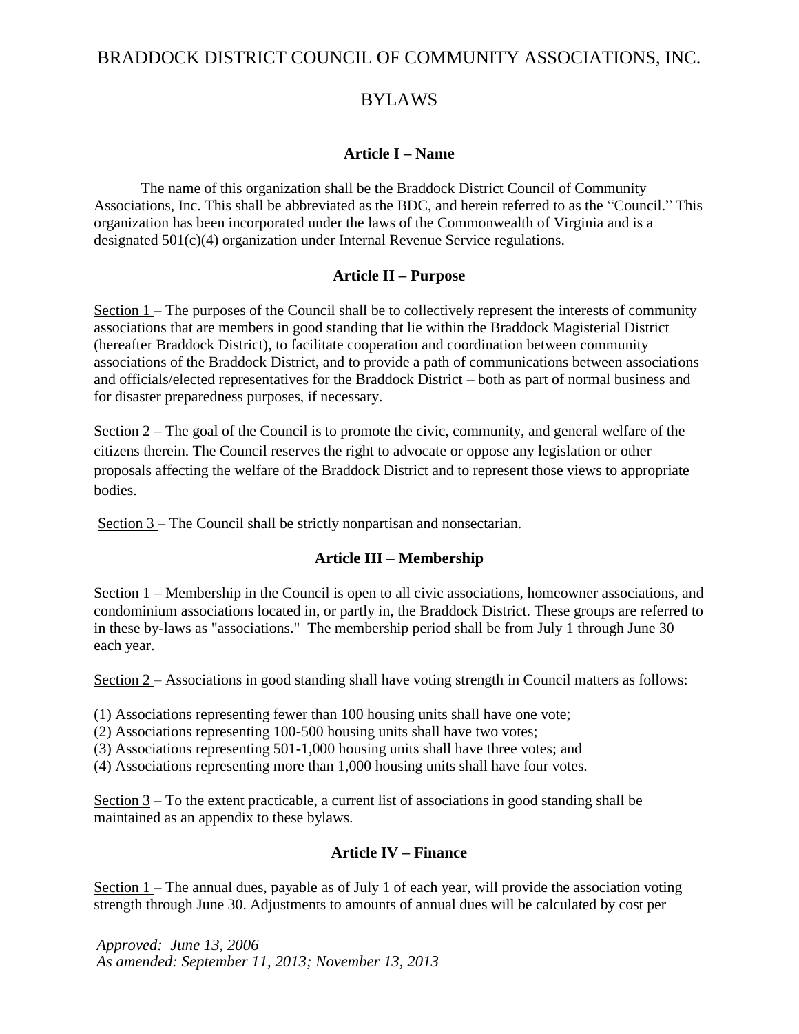# BRADDOCK DISTRICT COUNCIL OF COMMUNITY ASSOCIATIONS, INC.

# BYLAWS

### Article I – Name

The name of this organization shall be the Braddock District Council of Community Associations, Inc. This shall be abbreviated as the BDC, and herein referred to as the "Council." This organization has been incorporated under the laws of the Commonwealth of Virginia and is a designated 501(c)(4) organization under Internal Revenue Service regulations.

### Article II – Purpose

Section 1 – The purposes of the Council shall be to collectively represent the interests of community associations that are members in good standing that lie within the Braddock Magisterial District (hereafter Braddock District), to facilitate cooperation and coordination between community associations of the Braddock District, and to provide a path of communications between associations and officials/elected representatives for the Braddock District – both as part of normal business and for disaster preparedness purposes, if necessary.

Section 2 – The goal of the Council is to promote the civic, community, and general welfare of the citizens therein. The Council reserves the right to advocate or oppose any legislation or other proposals affecting the welfare of the Braddock District and to represent those views to appropriate bodies.

Section 3 – The Council shall be strictly nonpartisan and nonsectarian.

### Article III – Membership

Section 1 – Membership in the Council is open to all civic associations, homeowner associations, and condominium associations located in, or partly in, the Braddock District. These groups are referred to in these by-laws as "associations." The membership period shall be from July 1 through June 30 each year.

Section 2 – Associations in good standing shall have voting strength in Council matters as follows:

(1) Associations representing fewer than 100 housing units shall have one vote;
(2) Associations representing 100-500 housing units shall have two votes;
(3) Associations representing 501-1,000 housing units shall have three votes; and
(4) Associations representing more than 1,000 housing units shall have four votes.

Section 3 – To the extent practicable, a current list of associations in good standing shall be maintained as an appendix to these bylaws.

### Article IV – Finance

Section 1 – The annual dues, payable as of July 1 of each year, will provide the association voting strength through June 30. Adjustments to amounts of annual dues will be calculated by cost per

*Approved: June 13, 2006*
*As amended: September 11, 2013; November 13, 2013*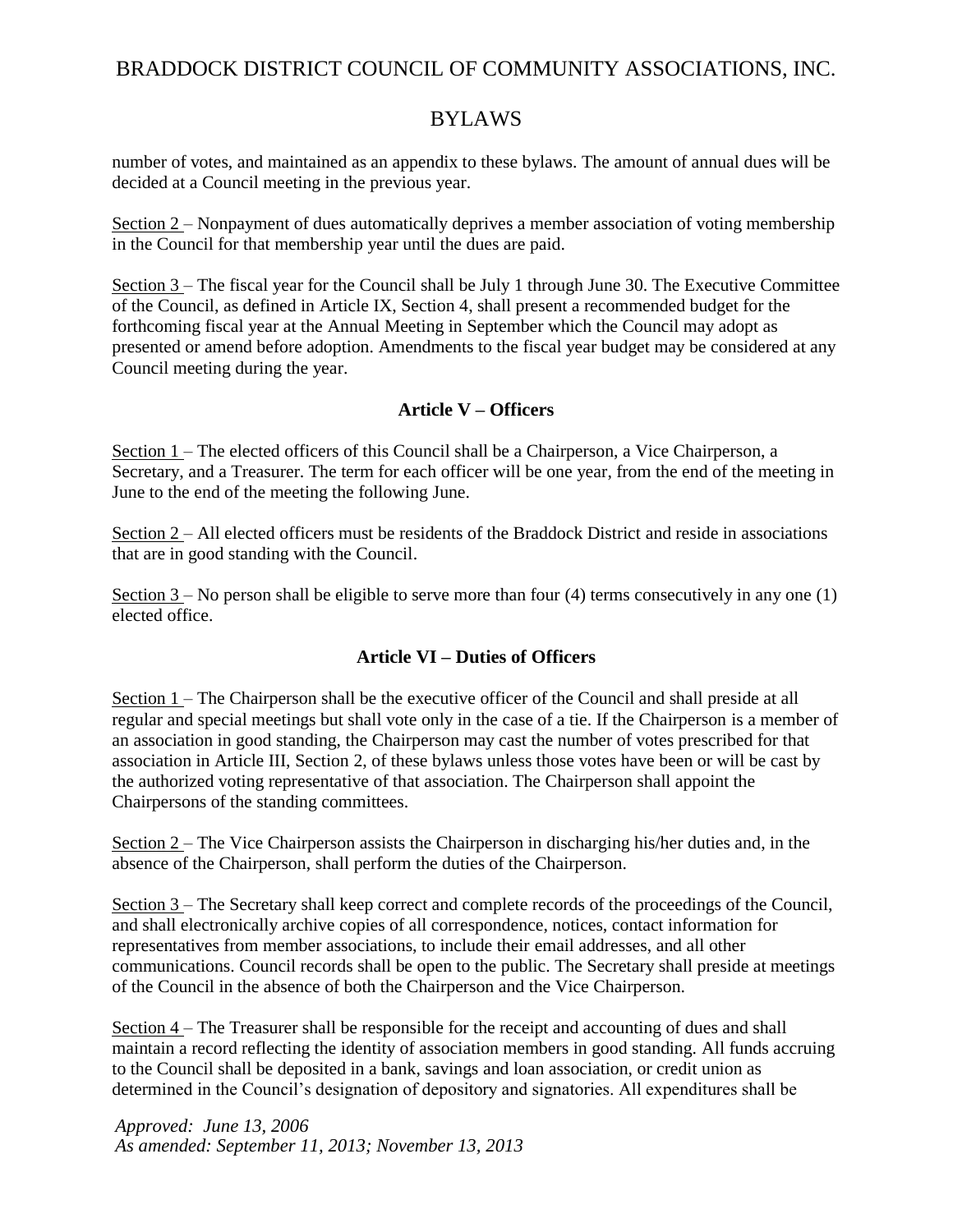number of votes, and maintained as an appendix to these bylaws. The amount of annual dues will be decided at a Council meeting in the previous year.

Section 2 – Nonpayment of dues automatically deprives a member association of voting membership in the Council for that membership year until the dues are paid.

Section 3 – The fiscal year for the Council shall be July 1 through June 30. The Executive Committee of the Council, as defined in Article IX, Section 4, shall present a recommended budget for the forthcoming fiscal year at the Annual Meeting in September which the Council may adopt as presented or amend before adoption. Amendments to the fiscal year budget may be considered at any Council meeting during the year.

### Article V – Officers

Section 1 – The elected officers of this Council shall be a Chairperson, a Vice Chairperson, a Secretary, and a Treasurer. The term for each officer will be one year, from the end of the meeting in June to the end of the meeting the following June.

Section 2 – All elected officers must be residents of the Braddock District and reside in associations that are in good standing with the Council.

Section 3 – No person shall be eligible to serve more than four (4) terms consecutively in any one (1) elected office.

### Article VI – Duties of Officers

Section 1 – The Chairperson shall be the executive officer of the Council and shall preside at all regular and special meetings but shall vote only in the case of a tie. If the Chairperson is a member of an association in good standing, the Chairperson may cast the number of votes prescribed for that association in Article III, Section 2, of these bylaws unless those votes have been or will be cast by the authorized voting representative of that association. The Chairperson shall appoint the Chairpersons of the standing committees.

Section 2 – The Vice Chairperson assists the Chairperson in discharging his/her duties and, in the absence of the Chairperson, shall perform the duties of the Chairperson.

Section 3 – The Secretary shall keep correct and complete records of the proceedings of the Council, and shall electronically archive copies of all correspondence, notices, contact information for representatives from member associations, to include their email addresses, and all other communications. Council records shall be open to the public. The Secretary shall preside at meetings of the Council in the absence of both the Chairperson and the Vice Chairperson.

Section 4 – The Treasurer shall be responsible for the receipt and accounting of dues and shall maintain a record reflecting the identity of association members in good standing. All funds accruing to the Council shall be deposited in a bank, savings and loan association, or credit union as determined in the Council's designation of depository and signatories. All expenditures shall be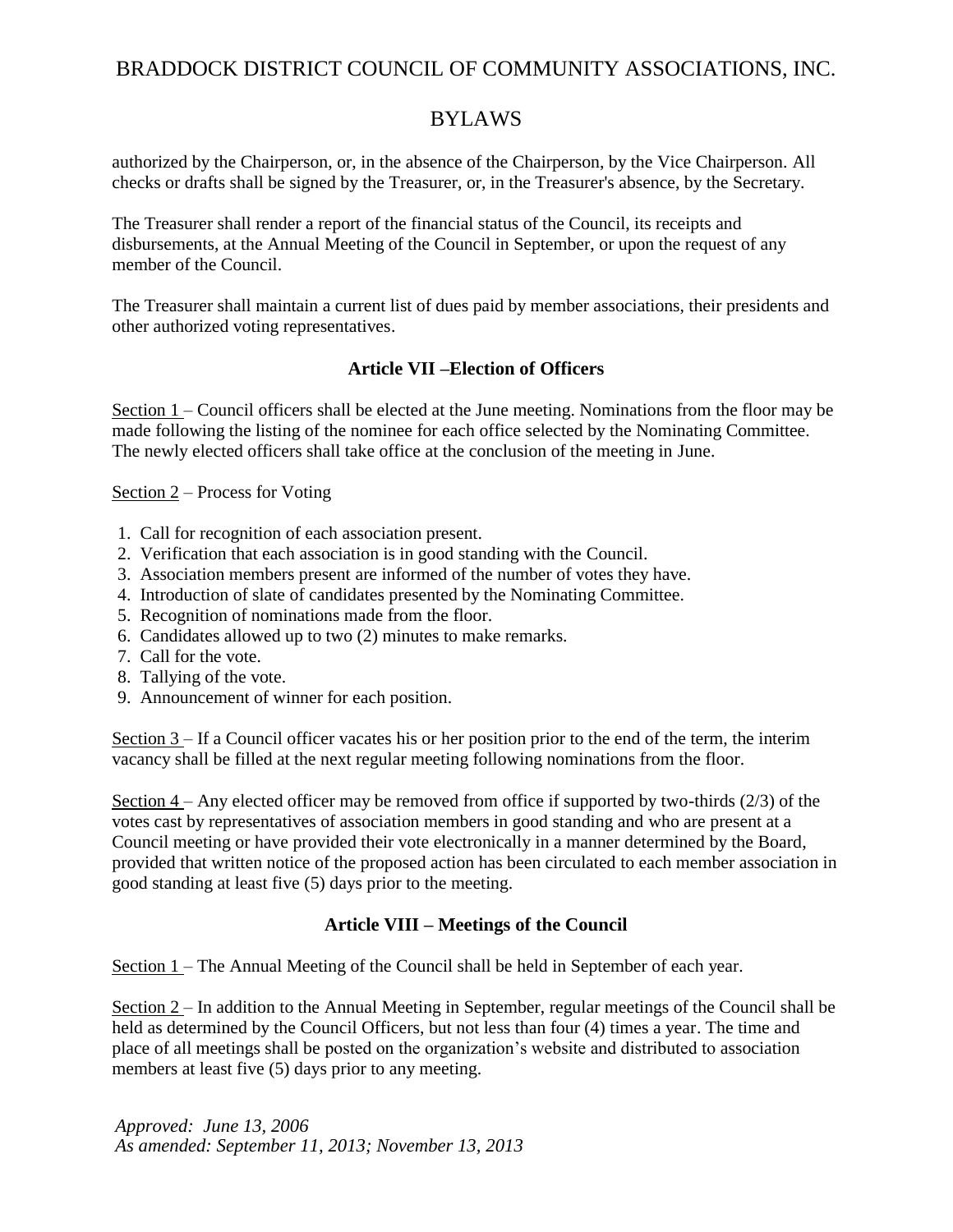authorized by the Chairperson, or, in the absence of the Chairperson, by the Vice Chairperson. All checks or drafts shall be signed by the Treasurer, or, in the Treasurer's absence, by the Secretary.

The Treasurer shall render a report of the financial status of the Council, its receipts and disbursements, at the Annual Meeting of the Council in September, or upon the request of any member of the Council.

The Treasurer shall maintain a current list of dues paid by member associations, their presidents and other authorized voting representatives.

### Article VII –Election of Officers

Section 1 – Council officers shall be elected at the June meeting. Nominations from the floor may be made following the listing of the nominee for each office selected by the Nominating Committee. The newly elected officers shall take office at the conclusion of the meeting in June.

Section 2 – Process for Voting

1. Call for recognition of each association present.
2. Verification that each association is in good standing with the Council.
3. Association members present are informed of the number of votes they have.
4. Introduction of slate of candidates presented by the Nominating Committee.
5. Recognition of nominations made from the floor.
6. Candidates allowed up to two (2) minutes to make remarks.
7. Call for the vote.
8. Tallying of the vote.
9. Announcement of winner for each position.

Section 3 – If a Council officer vacates his or her position prior to the end of the term, the interim vacancy shall be filled at the next regular meeting following nominations from the floor.

Section 4 – Any elected officer may be removed from office if supported by two-thirds (2/3) of the votes cast by representatives of association members in good standing and who are present at a Council meeting or have provided their vote electronically in a manner determined by the Board, provided that written notice of the proposed action has been circulated to each member association in good standing at least five (5) days prior to the meeting.

### Article VIII – Meetings of the Council

Section 1 – The Annual Meeting of the Council shall be held in September of each year.

Section 2 – In addition to the Annual Meeting in September, regular meetings of the Council shall be held as determined by the Council Officers, but not less than four (4) times a year. The time and place of all meetings shall be posted on the organization's website and distributed to association members at least five (5) days prior to any meeting.

*Approved: June 13, 2006*
*As amended: September 11, 2013; November 13, 2013*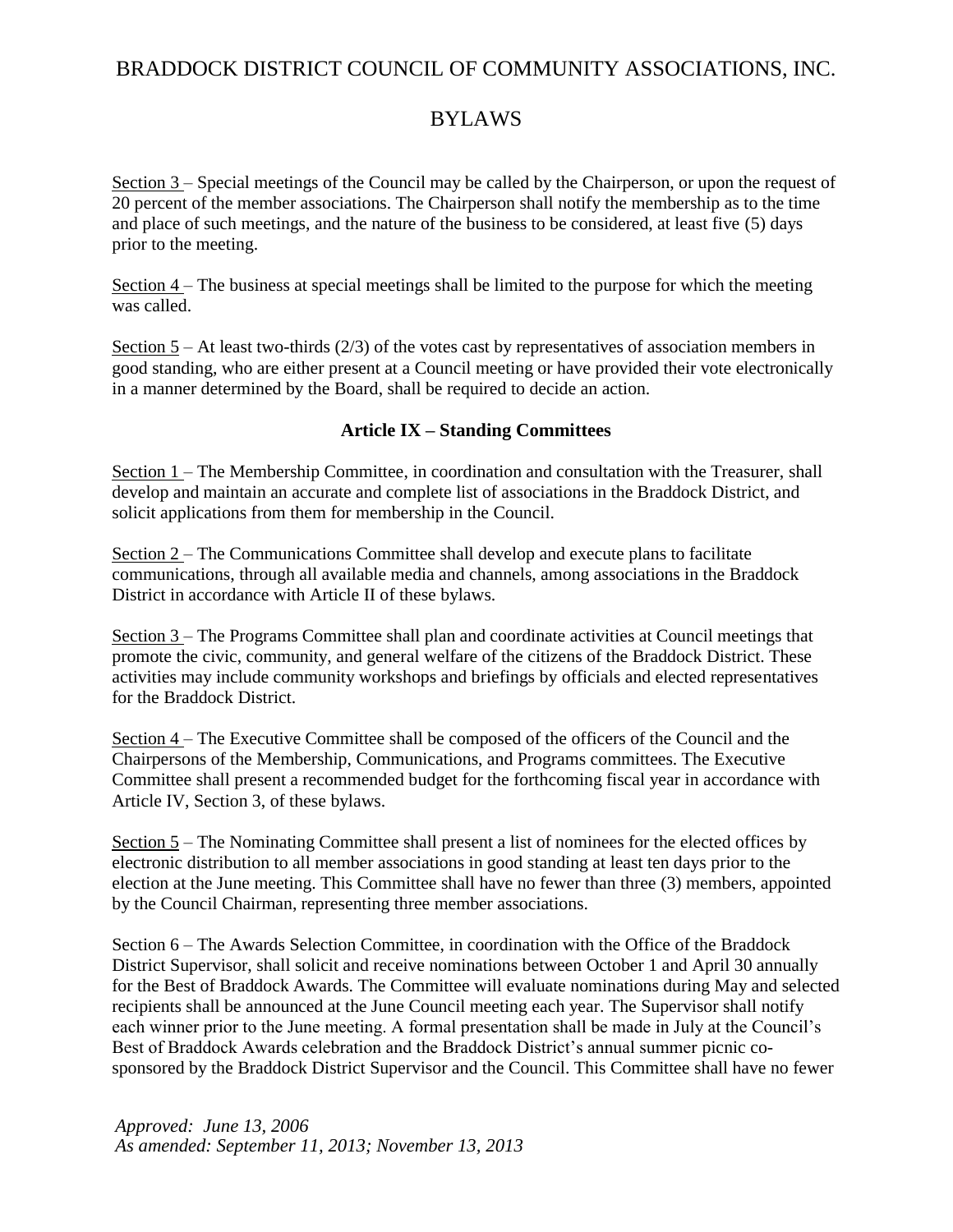Section 3 – Special meetings of the Council may be called by the Chairperson, or upon the request of 20 percent of the member associations. The Chairperson shall notify the membership as to the time and place of such meetings, and the nature of the business to be considered, at least five (5) days prior to the meeting.

Section 4 – The business at special meetings shall be limited to the purpose for which the meeting was called.

Section 5 – At least two-thirds (2/3) of the votes cast by representatives of association members in good standing, who are either present at a Council meeting or have provided their vote electronically in a manner determined by the Board, shall be required to decide an action.

### Article IX – Standing Committees

Section 1 – The Membership Committee, in coordination and consultation with the Treasurer, shall develop and maintain an accurate and complete list of associations in the Braddock District, and solicit applications from them for membership in the Council.

Section 2 – The Communications Committee shall develop and execute plans to facilitate communications, through all available media and channels, among associations in the Braddock District in accordance with Article II of these bylaws.

Section 3 – The Programs Committee shall plan and coordinate activities at Council meetings that promote the civic, community, and general welfare of the citizens of the Braddock District. These activities may include community workshops and briefings by officials and elected representatives for the Braddock District.

Section 4 – The Executive Committee shall be composed of the officers of the Council and the Chairpersons of the Membership, Communications, and Programs committees. The Executive Committee shall present a recommended budget for the forthcoming fiscal year in accordance with Article IV, Section 3, of these bylaws.

Section 5 – The Nominating Committee shall present a list of nominees for the elected offices by electronic distribution to all member associations in good standing at least ten days prior to the election at the June meeting. This Committee shall have no fewer than three (3) members, appointed by the Council Chairman, representing three member associations.

Section 6 – The Awards Selection Committee, in coordination with the Office of the Braddock District Supervisor, shall solicit and receive nominations between October 1 and April 30 annually for the Best of Braddock Awards. The Committee will evaluate nominations during May and selected recipients shall be announced at the June Council meeting each year. The Supervisor shall notify each winner prior to the June meeting. A formal presentation shall be made in July at the Council's Best of Braddock Awards celebration and the Braddock District's annual summer picnic co-sponsored by the Braddock District Supervisor and the Council. This Committee shall have no fewer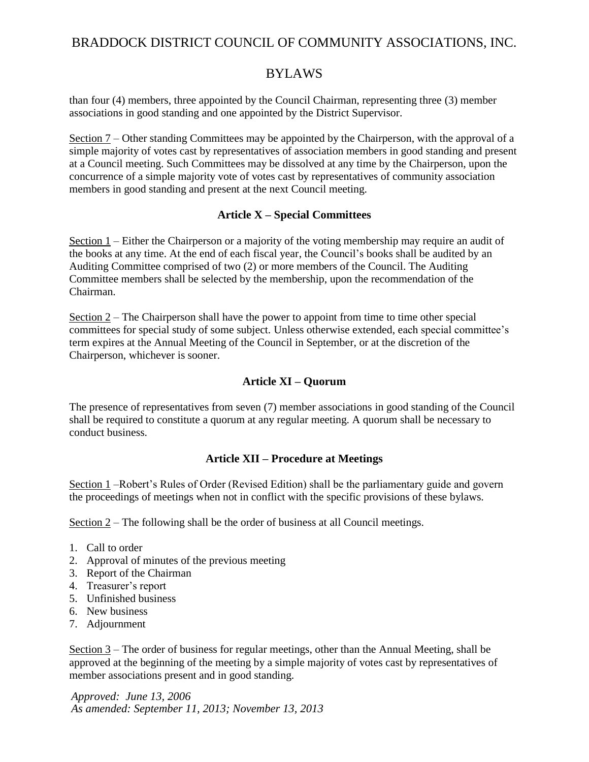than four (4) members, three appointed by the Council Chairman, representing three (3) member associations in good standing and one appointed by the District Supervisor.

Section 7 – Other standing Committees may be appointed by the Chairperson, with the approval of a simple majority of votes cast by representatives of association members in good standing and present at a Council meeting. Such Committees may be dissolved at any time by the Chairperson, upon the concurrence of a simple majority vote of votes cast by representatives of community association members in good standing and present at the next Council meeting.

### Article X – Special Committees

Section 1 – Either the Chairperson or a majority of the voting membership may require an audit of the books at any time. At the end of each fiscal year, the Council's books shall be audited by an Auditing Committee comprised of two (2) or more members of the Council. The Auditing Committee members shall be selected by the membership, upon the recommendation of the Chairman.

Section 2 – The Chairperson shall have the power to appoint from time to time other special committees for special study of some subject. Unless otherwise extended, each special committee's term expires at the Annual Meeting of the Council in September, or at the discretion of the Chairperson, whichever is sooner.

### Article XI – Quorum

The presence of representatives from seven (7) member associations in good standing of the Council shall be required to constitute a quorum at any regular meeting. A quorum shall be necessary to conduct business.

### Article XII – Procedure at Meetings

Section 1 –Robert's Rules of Order (Revised Edition) shall be the parliamentary guide and govern the proceedings of meetings when not in conflict with the specific provisions of these bylaws.

Section 2 – The following shall be the order of business at all Council meetings.

1. Call to order
2. Approval of minutes of the previous meeting
3. Report of the Chairman
4. Treasurer's report
5. Unfinished business
6. New business
7. Adjournment

Section 3 – The order of business for regular meetings, other than the Annual Meeting, shall be approved at the beginning of the meeting by a simple majority of votes cast by representatives of member associations present and in good standing.

*Approved: June 13, 2006*
*As amended: September 11, 2013; November 13, 2013*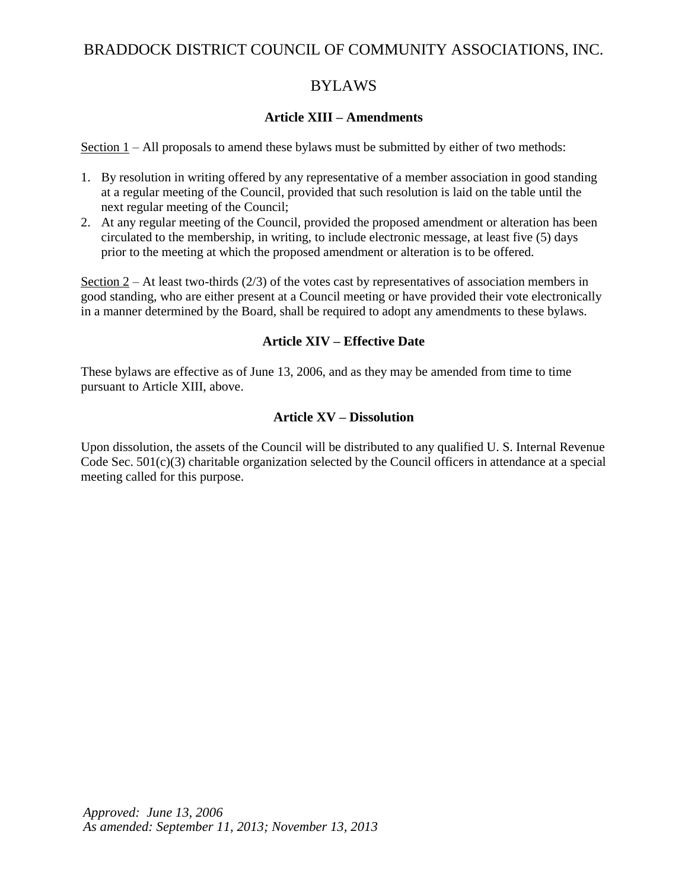BRADDOCK DISTRICT COUNCIL OF COMMUNITY ASSOCIATIONS, INC.

BYLAWS

### Article XIII – Amendments

Section 1 – All proposals to amend these bylaws must be submitted by either of two methods:

1. By resolution in writing offered by any representative of a member association in good standing at a regular meeting of the Council, provided that such resolution is laid on the table until the next regular meeting of the Council;
2. At any regular meeting of the Council, provided the proposed amendment or alteration has been circulated to the membership, in writing, to include electronic message, at least five (5) days prior to the meeting at which the proposed amendment or alteration is to be offered.

Section 2 – At least two-thirds (2/3) of the votes cast by representatives of association members in good standing, who are either present at a Council meeting or have provided their vote electronically in a manner determined by the Board, shall be required to adopt any amendments to these bylaws.

### Article XIV – Effective Date

These bylaws are effective as of June 13, 2006, and as they may be amended from time to time pursuant to Article XIII, above.

### Article XV – Dissolution

Upon dissolution, the assets of the Council will be distributed to any qualified U. S. Internal Revenue Code Sec. 501(c)(3) charitable organization selected by the Council officers in attendance at a special meeting called for this purpose.

*Approved: June 13, 2006*
*As amended: September 11, 2013; November 13, 2013*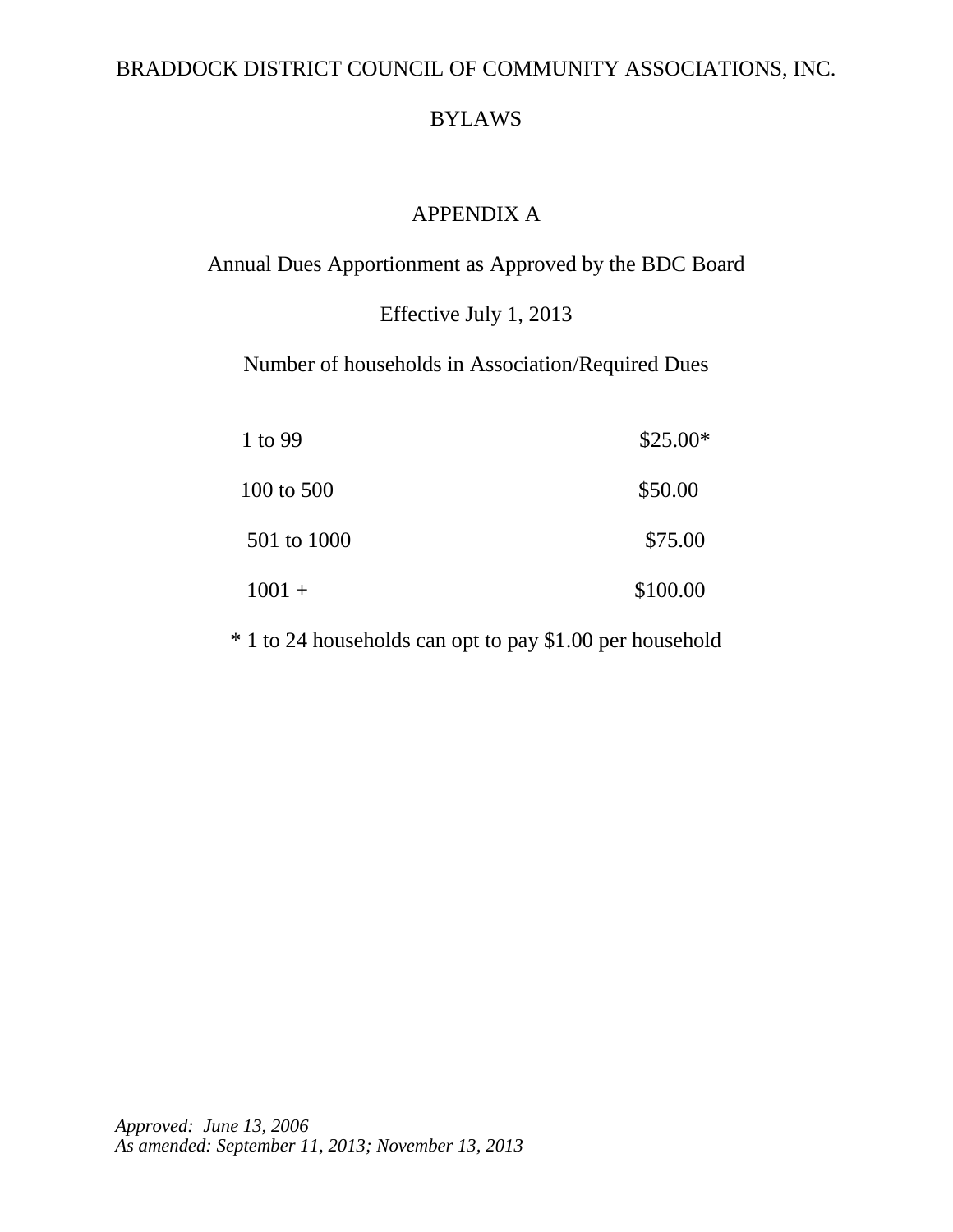BRADDOCK DISTRICT COUNCIL OF COMMUNITY ASSOCIATIONS, INC.

BYLAWS

## APPENDIX A

Annual Dues Apportionment as Approved by the BDC Board

Effective July 1, 2013

Number of households in Association/Required Dues

| Number of households | Required Dues |
|---|---|
| 1 to 99 | $25.00* |
| 100 to 500 | $50.00 |
| 501 to 1000 | $75.00 |
| 1001 + | $100.00 |

* 1 to 24 households can opt to pay $1.00 per household

*Approved: June 13, 2006*
*As amended: September 11, 2013; November 13, 2013*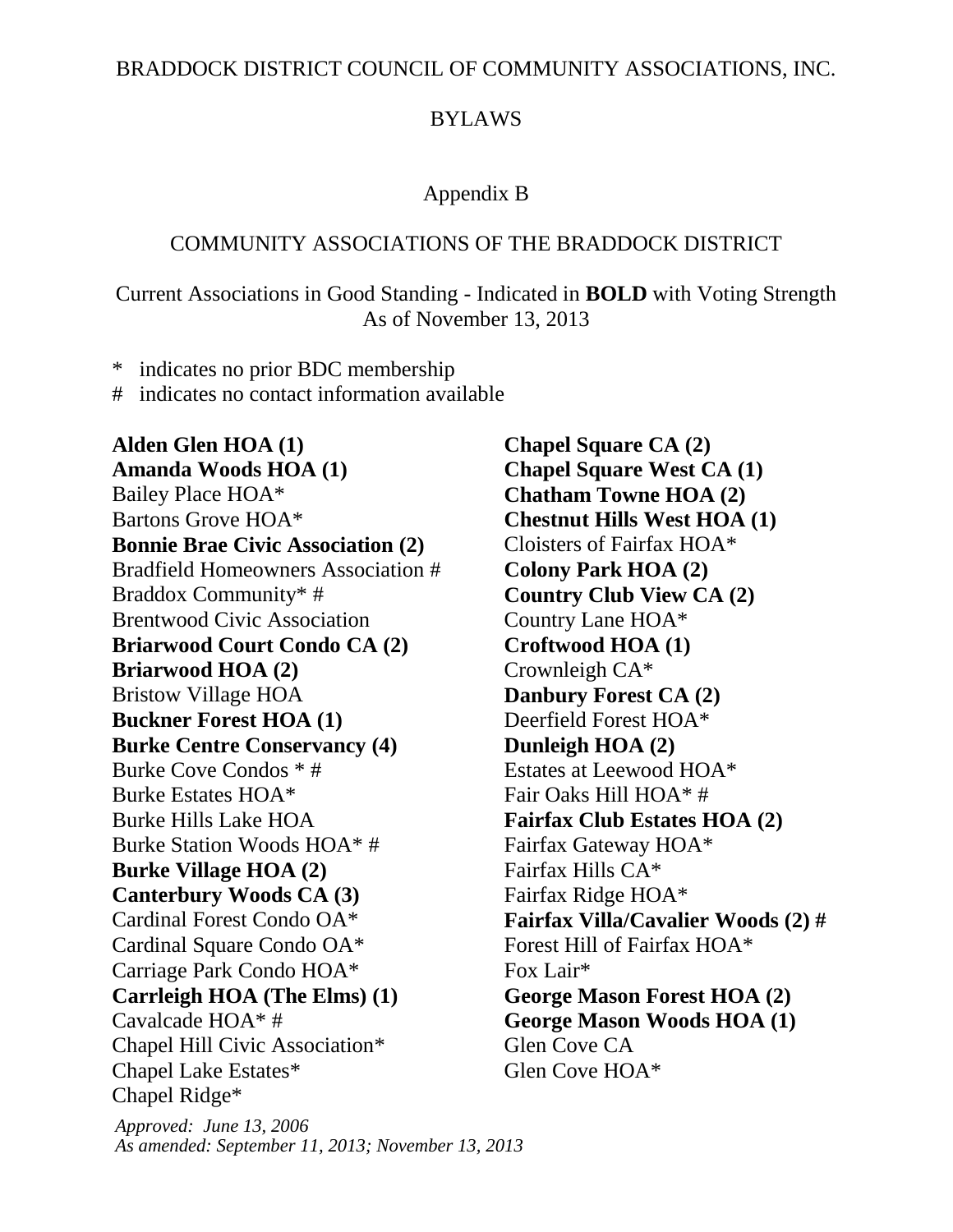BRADDOCK DISTRICT COUNCIL OF COMMUNITY ASSOCIATIONS, INC.

BYLAWS

Appendix B

COMMUNITY ASSOCIATIONS OF THE BRADDOCK DISTRICT

Current Associations in Good Standing - Indicated in **BOLD** with Voting Strength
As of November 13, 2013

\* indicates no prior BDC membership
\# indicates no contact information available

**Alden Glen HOA (1)**
**Amanda Woods HOA (1)**
Bailey Place HOA*
Bartons Grove HOA*
**Bonnie Brae Civic Association (2)**
Bradfield Homeowners Association #
Braddox Community* #
Brentwood Civic Association
**Briarwood Court Condo CA (2)**
**Briarwood HOA (2)**
Bristow Village HOA
**Buckner Forest HOA (1)**
**Burke Centre Conservancy (4)**
Burke Cove Condos * #
Burke Estates HOA*
Burke Hills Lake HOA
Burke Station Woods HOA* #
**Burke Village HOA (2)**
**Canterbury Woods CA (3)**
Cardinal Forest Condo OA*
Cardinal Square Condo OA*
Carriage Park Condo HOA*
**Carrleigh HOA (The Elms) (1)**
Cavalcade HOA* #
Chapel Hill Civic Association*
Chapel Lake Estates*
Chapel Ridge*
**Chapel Square CA (2)**
**Chapel Square West CA (1)**
**Chatham Towne HOA (2)**
**Chestnut Hills West HOA (1)**
Cloisters of Fairfax HOA*
**Colony Park HOA (2)**
**Country Club View CA (2)**
Country Lane HOA*
**Croftwood HOA (1)**
Crownleigh CA*
**Danbury Forest CA (2)**
Deerfield Forest HOA*
**Dunleigh HOA (2)**
Estates at Leewood HOA*
Fair Oaks Hill HOA* #
**Fairfax Club Estates HOA (2)**
Fairfax Gateway HOA*
Fairfax Hills CA*
Fairfax Ridge HOA*
**Fairfax Villa/Cavalier Woods (2) #**
Forest Hill of Fairfax HOA*
Fox Lair*
**George Mason Forest HOA (2)**
**George Mason Woods HOA (1)**
Glen Cove CA
Glen Cove HOA*

*Approved: June 13, 2006*
*As amended: September 11, 2013; November 13, 2013*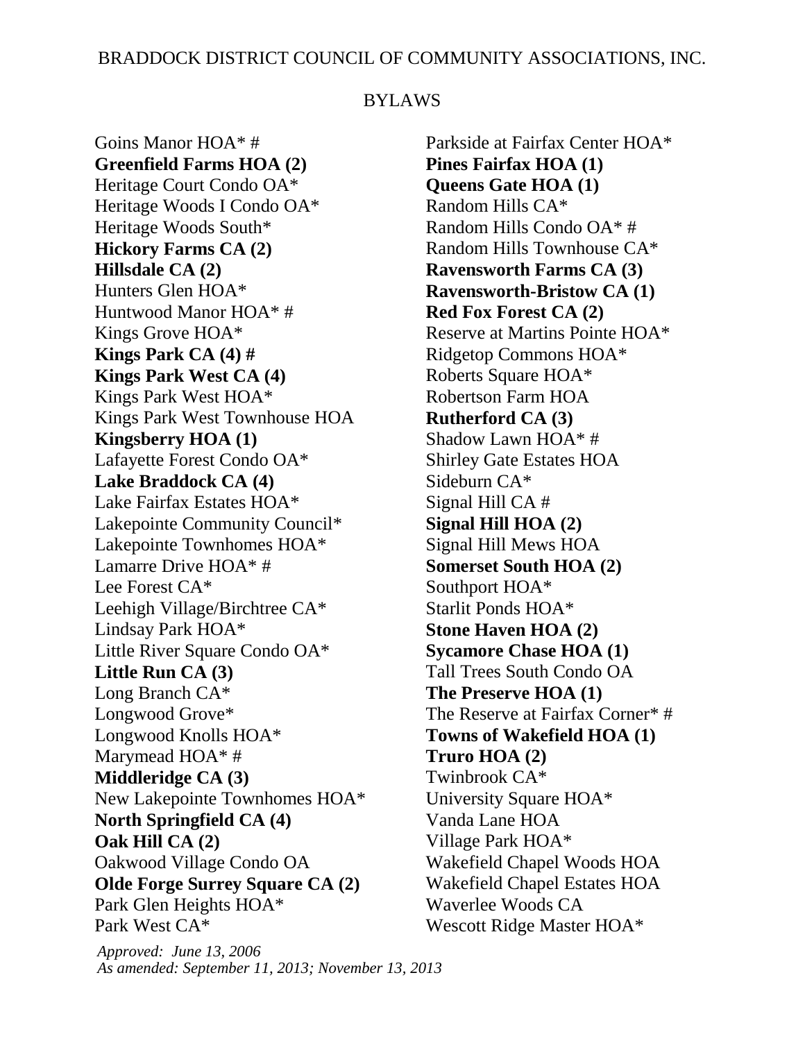Goins Manor HOA* #
**Greenfield Farms HOA (2)**
Heritage Court Condo OA*
Heritage Woods I Condo OA*
Heritage Woods South*
**Hickory Farms CA (2)**
**Hillsdale CA (2)**
Hunters Glen HOA*
Huntwood Manor HOA* #
Kings Grove HOA*
**Kings Park CA (4) #**
**Kings Park West CA (4)**
Kings Park West HOA*
Kings Park West Townhouse HOA
**Kingsberry HOA (1)**
Lafayette Forest Condo OA*
**Lake Braddock CA (4)**
Lake Fairfax Estates HOA*
Lakepointe Community Council*
Lakepointe Townhomes HOA*
Lamarre Drive HOA* #
Lee Forest CA*
Leehigh Village/Birchtree CA*
Lindsay Park HOA*
Little River Square Condo OA*
**Little Run CA (3)**
Long Branch CA*
Longwood Grove*
Longwood Knolls HOA*
Marymead HOA* #
**Middleridge CA (3)**
New Lakepointe Townhomes HOA*
**North Springfield CA (4)**
**Oak Hill CA (2)**
Oakwood Village Condo OA
**Olde Forge Surrey Square CA (2)**
Park Glen Heights HOA*
Park West CA*
Parkside at Fairfax Center HOA*
**Pines Fairfax HOA (1)**
**Queens Gate HOA (1)**
Random Hills CA*
Random Hills Condo OA* #
Random Hills Townhouse CA*
**Ravensworth Farms CA (3)**
**Ravensworth-Bristow CA (1)**
**Red Fox Forest CA (2)**
Reserve at Martins Pointe HOA*
Ridgetop Commons HOA*
Roberts Square HOA*
Robertson Farm HOA
**Rutherford CA (3)**
Shadow Lawn HOA* #
Shirley Gate Estates HOA
Sideburn CA*
Signal Hill CA #
**Signal Hill HOA (2)**
Signal Hill Mews HOA
**Somerset South HOA (2)**
Southport HOA*
Starlit Ponds HOA*
**Stone Haven HOA (2)**
**Sycamore Chase HOA (1)**
Tall Trees South Condo OA
**The Preserve HOA (1)**
The Reserve at Fairfax Corner* #
**Towns of Wakefield HOA (1)**
**Truro HOA (2)**
Twinbrook CA*
University Square HOA*
Vanda Lane HOA
Village Park HOA*
Wakefield Chapel Woods HOA
Wakefield Chapel Estates HOA
Waverlee Woods CA
Wescott Ridge Master HOA*

*Approved: June 13, 2006*
*As amended: September 11, 2013; November 13, 2013*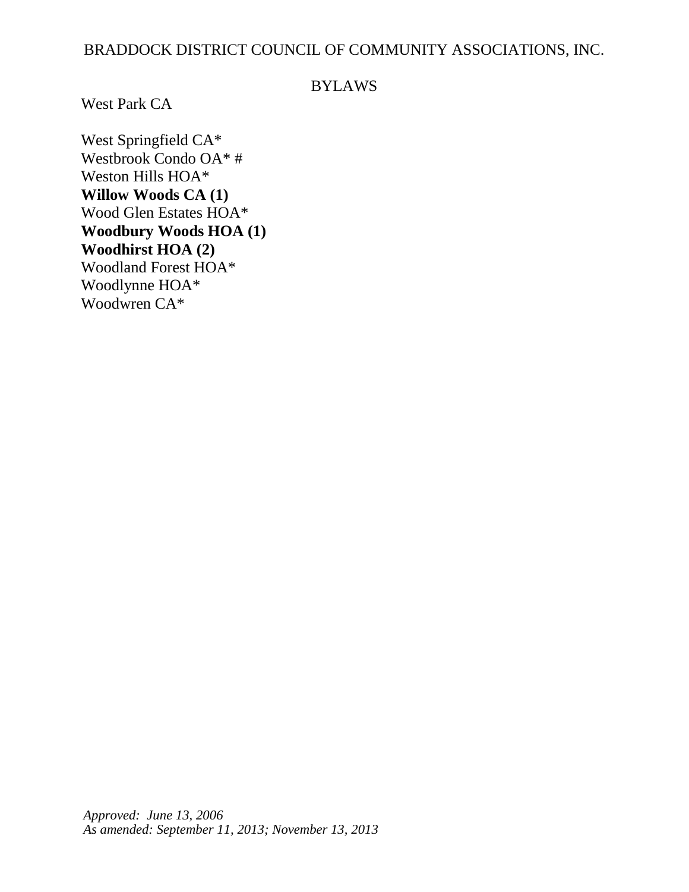West Park CA

West Springfield CA*
Westbrook Condo OA* #
Weston Hills HOA*
**Willow Woods CA (1)**
Wood Glen Estates HOA*
**Woodbury Woods HOA (1)**
**Woodhirst HOA (2)**
Woodland Forest HOA*
Woodlynne HOA*
Woodwren CA*

*Approved: June 13, 2006*
*As amended: September 11, 2013; November 13, 2013*